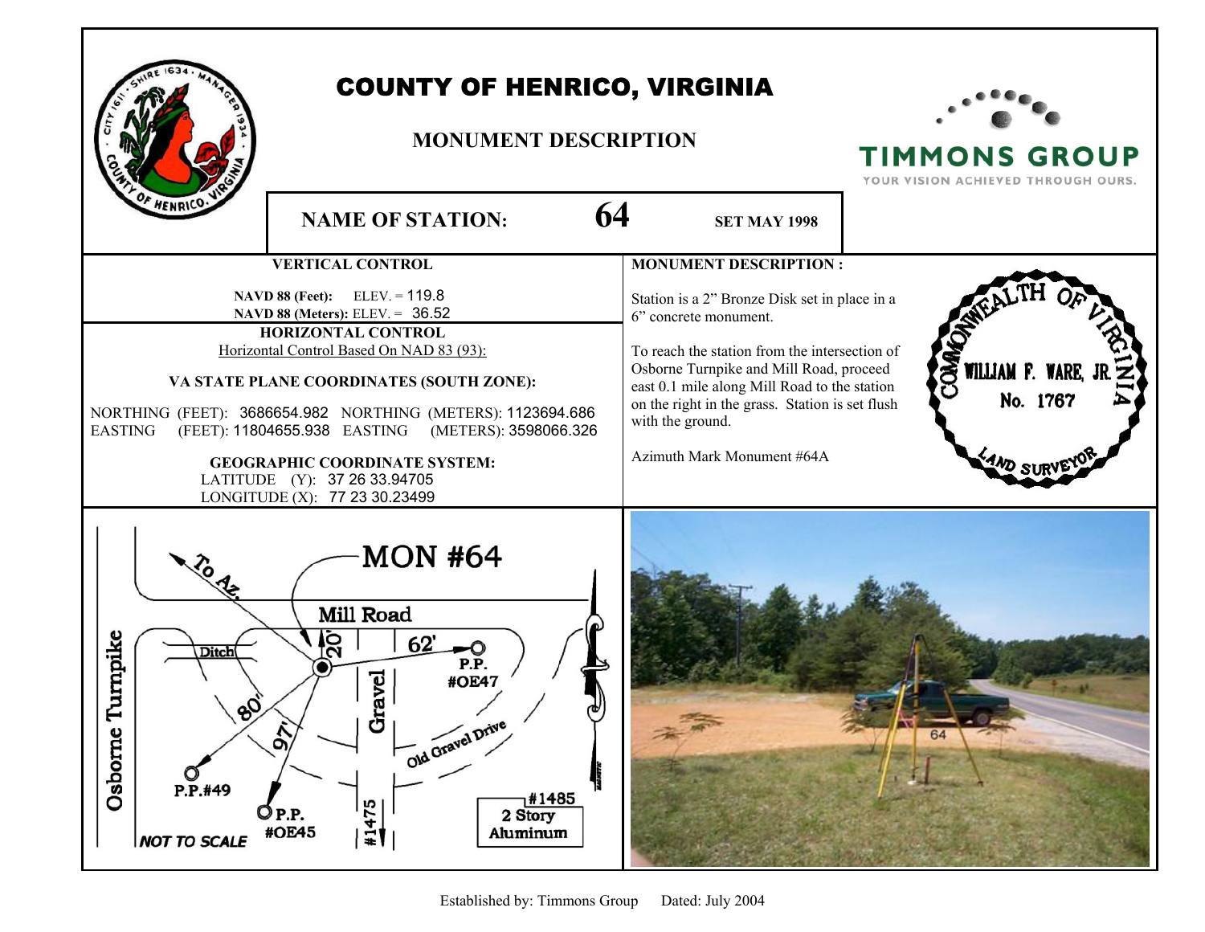# COUNTY OF HENRICO, VIRGINIA

## MONUMENT DESCRIPTION

TIMMONS GROUP
YOUR VISION ACHIEVED THROUGH OURS.

**NAME OF STATION: 64** **SET MAY 1998**

### VERTICAL CONTROL

**NAVD 88 (Feet):** ELEV. = 119.8
**NAVD 88 (Meters):** ELEV. = 36.52

### HORIZONTAL CONTROL

Horizontal Control Based On NAD 83 (93):

**VA STATE PLANE COORDINATES (SOUTH ZONE):**

NORTHING (FEET): 3686654.982 NORTHING (METERS): 1123694.686
EASTING (FEET): 11804655.938 EASTING (METERS): 3598066.326

**GEOGRAPHIC COORDINATE SYSTEM:**

LATITUDE (Y): 37 26 33.94705
LONGITUDE (X): 77 23 30.23499

### MONUMENT DESCRIPTION :

Station is a 2" Bronze Disk set in place in a 6" concrete monument.

To reach the station from the intersection of Osborne Turnpike and Mill Road, proceed east 0.1 mile along Mill Road to the station on the right in the grass. Station is set flush with the ground.

Azimuth Mark Monument #64A

COMMONWEALTH OF VIRGINIA
WILLIAM F. WARE, JR.
No. 1767
LAND SURVEYOR

MON #64

To Az.

Mill Road

20'

62'

P.P. #OE47

Ditch

80'

97'

Gravel

Old Gravel Drive

Osborne Turnpike

P.P.#49

P.P. #OE45

#1475

#1485 2 Story Aluminum

NOT TO SCALE

64

Established by: Timmons Group Dated: July 2004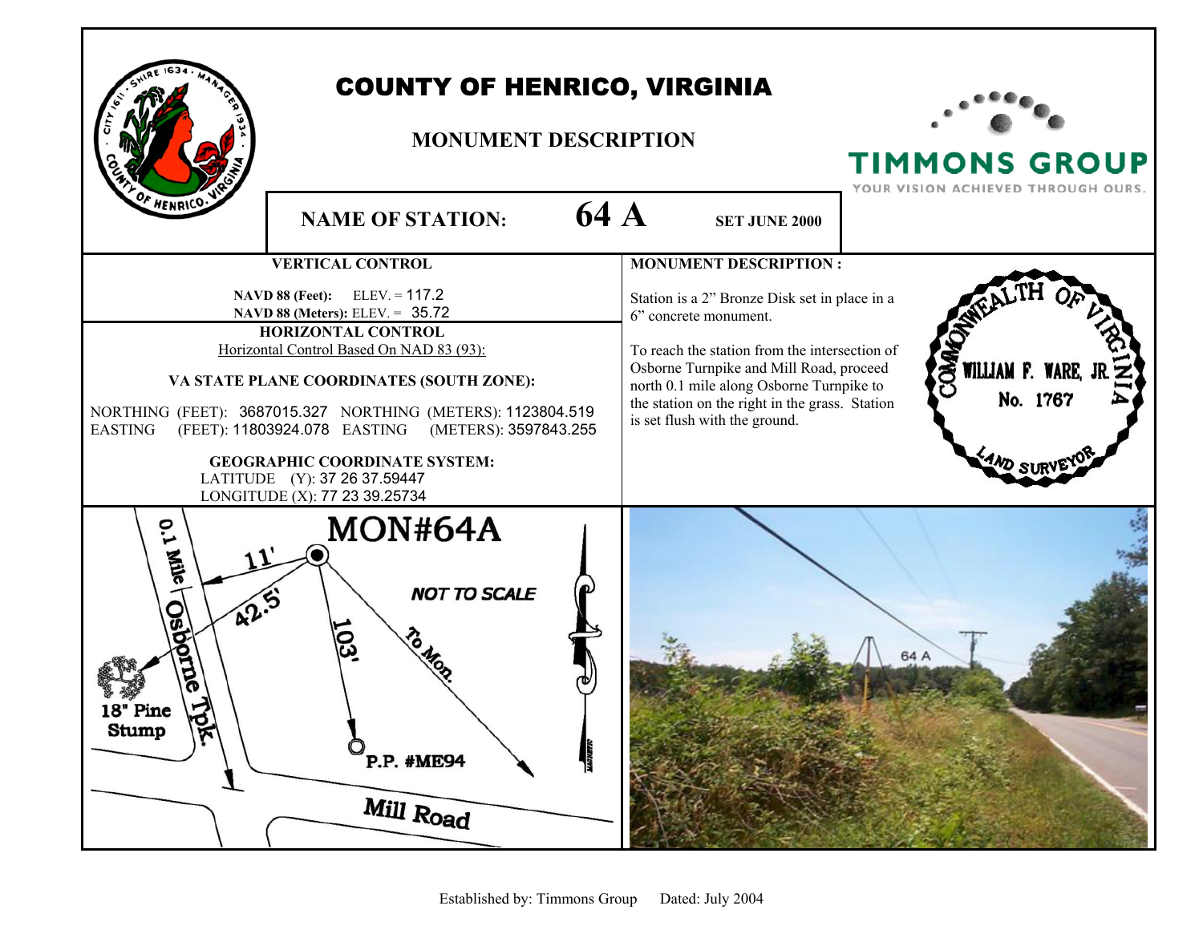# COUNTY OF HENRICO, VIRGINIA

## MONUMENT DESCRIPTION

TIMMONS GROUP
YOUR VISION ACHIEVED THROUGH OURS.

**NAME OF STATION:** **64 A** **SET JUNE 2000**

### VERTICAL CONTROL

**NAVD 88 (Feet):** ELEV. = 117.2
**NAVD 88 (Meters):** ELEV. = 35.72

### HORIZONTAL CONTROL

Horizontal Control Based On NAD 83 (93):

**VA STATE PLANE COORDINATES (SOUTH ZONE):**

NORTHING (FEET): 3687015.327 NORTHING (METERS): 1123804.519
EASTING (FEET): 11803924.078 EASTING (METERS): 3597843.255

**GEOGRAPHIC COORDINATE SYSTEM:**

LATITUDE (Y): 37 26 37.59447
LONGITUDE (X): 77 23 39.25734

### MONUMENT DESCRIPTION :

Station is a 2" Bronze Disk set in place in a 6" concrete monument.

To reach the station from the intersection of Osborne Turnpike and Mill Road, proceed north 0.1 mile along Osborne Turnpike to the station on the right in the grass. Station is set flush with the ground.

COMMONWEALTH OF VIRGINIA
WILLIAM F. WARE, JR.
No. 1767
LAND SURVEYOR

MON#64A

NOT TO SCALE

0.1 Mile

Osborne Tpk.

11'

42.5'

103'

To Mon.

18" Pine Stump

P.P. #ME94

Mill Road

64 A

Established by: Timmons Group Dated: July 2004